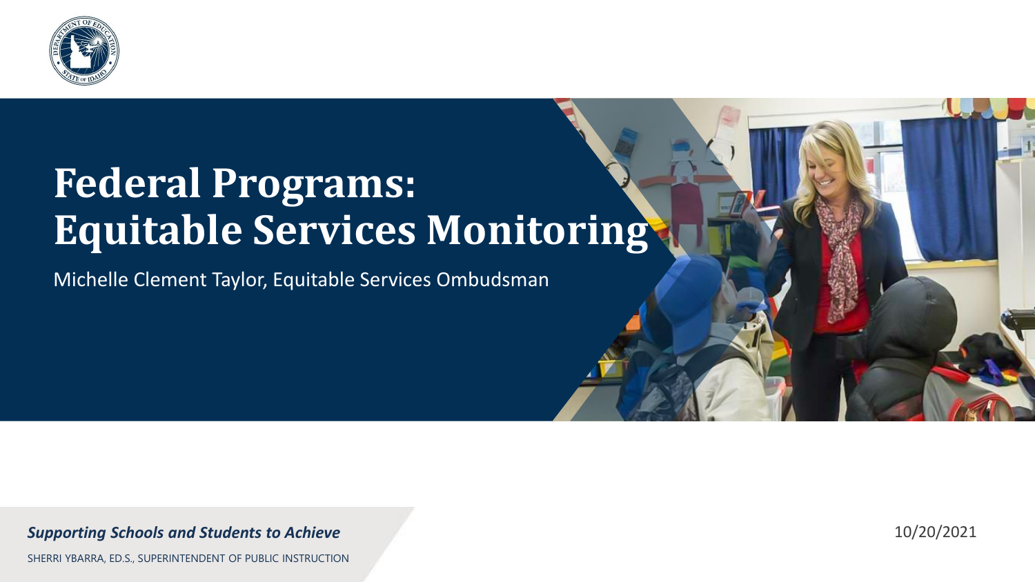# Federal Programs: Equitable Services Monitoring

Michelle Clement Taylor, Equitable Services Ombudsman

***Supporting Schools and Students to Achieve***

SHERRI YBARRA, ED.S., SUPERINTENDENT OF PUBLIC INSTRUCTION

10/20/2021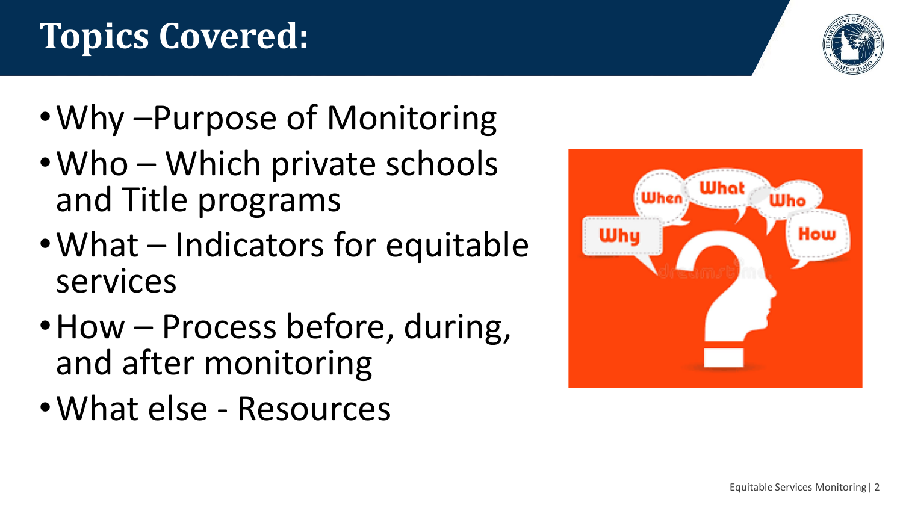# Topics Covered:

- Why –Purpose of Monitoring
- Who – Which private schools and Title programs
- What – Indicators for equitable services
- How – Process before, during, and after monitoring
- What else - Resources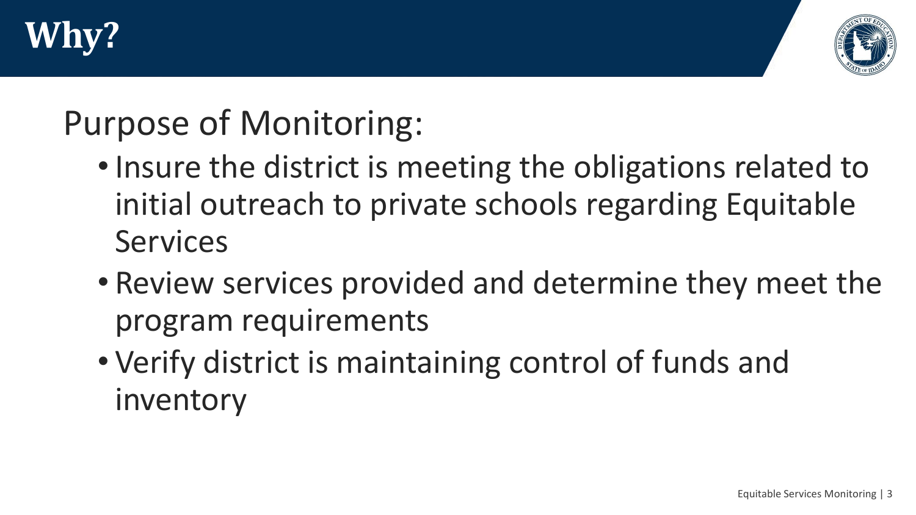# Why?

## Purpose of Monitoring:

- Insure the district is meeting the obligations related to initial outreach to private schools regarding Equitable Services
- Review services provided and determine they meet the program requirements
- Verify district is maintaining control of funds and inventory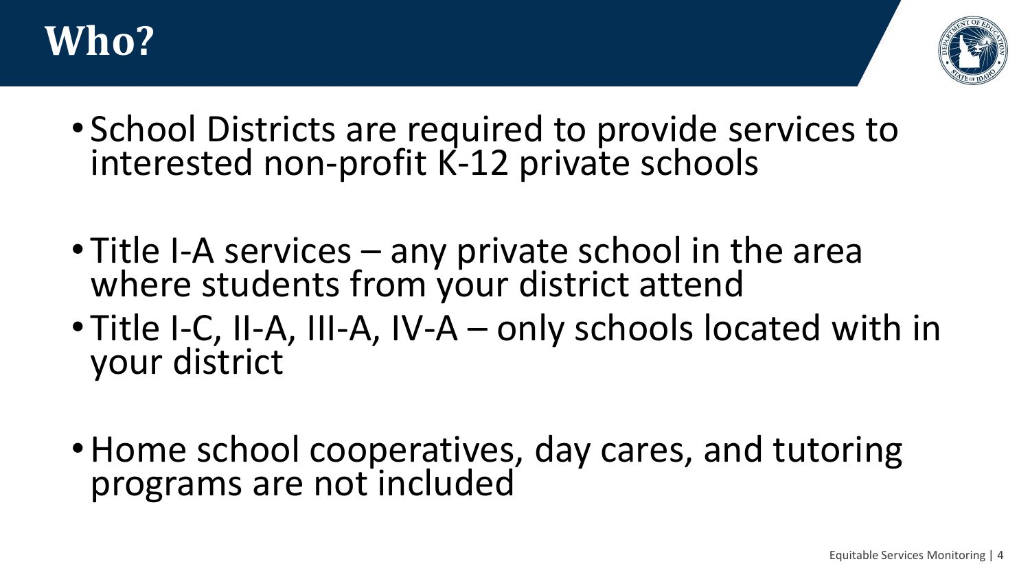# Who?

- School Districts are required to provide services to interested non-profit K-12 private schools

- Title I-A services – any private school in the area where students from your district attend
- Title I-C, II-A, III-A, IV-A – only schools located with in your district

- Home school cooperatives, day cares, and tutoring programs are not included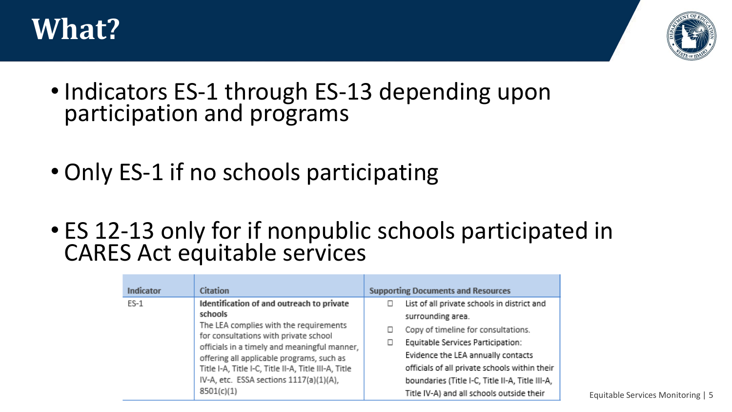# What?

- Indicators ES-1 through ES-13 depending upon participation and programs
- Only ES-1 if no schools participating
- ES 12-13 only for if nonpublic schools participated in CARES Act equitable services

| Indicator | Citation | Supporting Documents and Resources |
| --- | --- | --- |
| ES-1 | **Identification of and outreach to private schools**<br>The LEA complies with the requirements for consultations with private school officials in a timely and meaningful manner, offering all applicable programs, such as Title I-A, Title I-C, Title II-A, Title III-A, Title IV-A, etc. ESSA sections 1117(a)(1)(A), 8501(c)(1) | ☐ List of all private schools in district and surrounding area.<br>☐ Copy of timeline for consultations.<br>☐ Equitable Services Participation: Evidence the LEA annually contacts officials of all private schools within their boundaries (Title I-C, Title II-A, Title III-A, Title IV-A) and all schools outside their |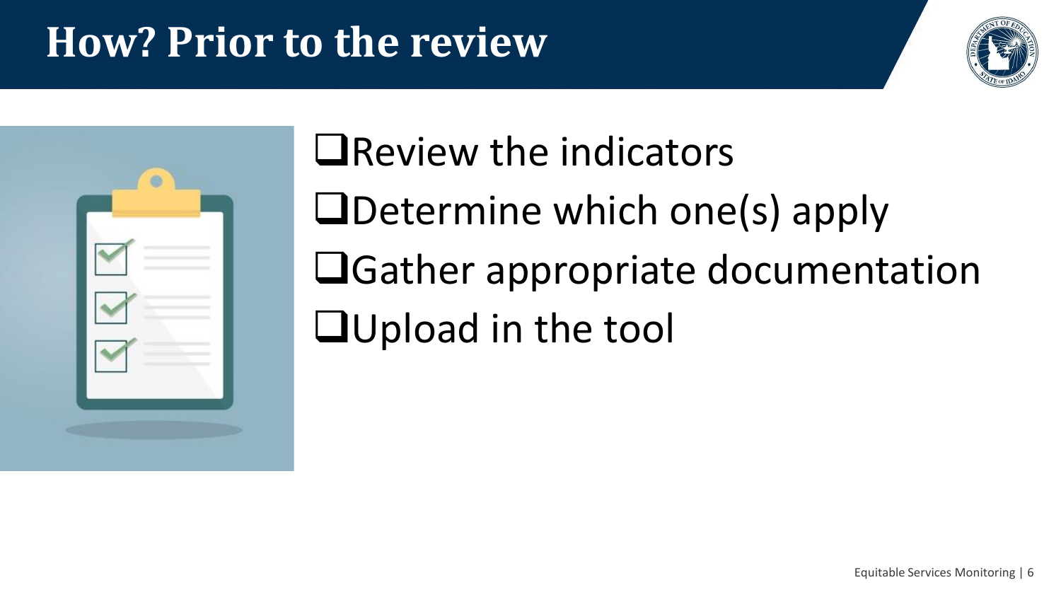# How? Prior to the review

- [ ] Review the indicators
- [ ] Determine which one(s) apply
- [ ] Gather appropriate documentation
- [ ] Upload in the tool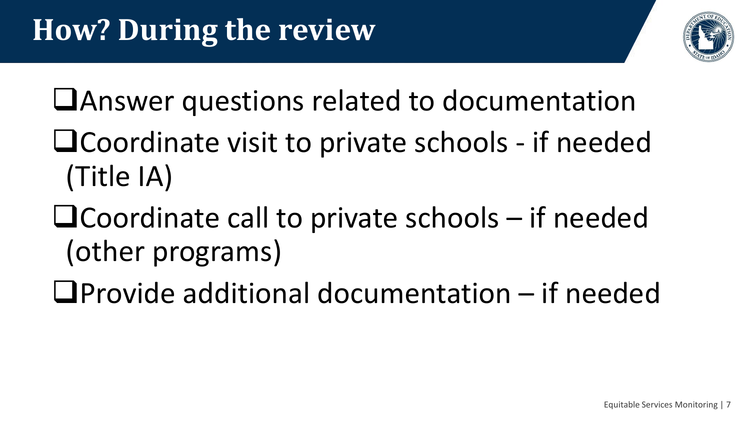# How? During the review

- ❑ Answer questions related to documentation
- ❑ Coordinate visit to private schools - if needed (Title IA)
- ❑ Coordinate call to private schools – if needed (other programs)
- ❑ Provide additional documentation – if needed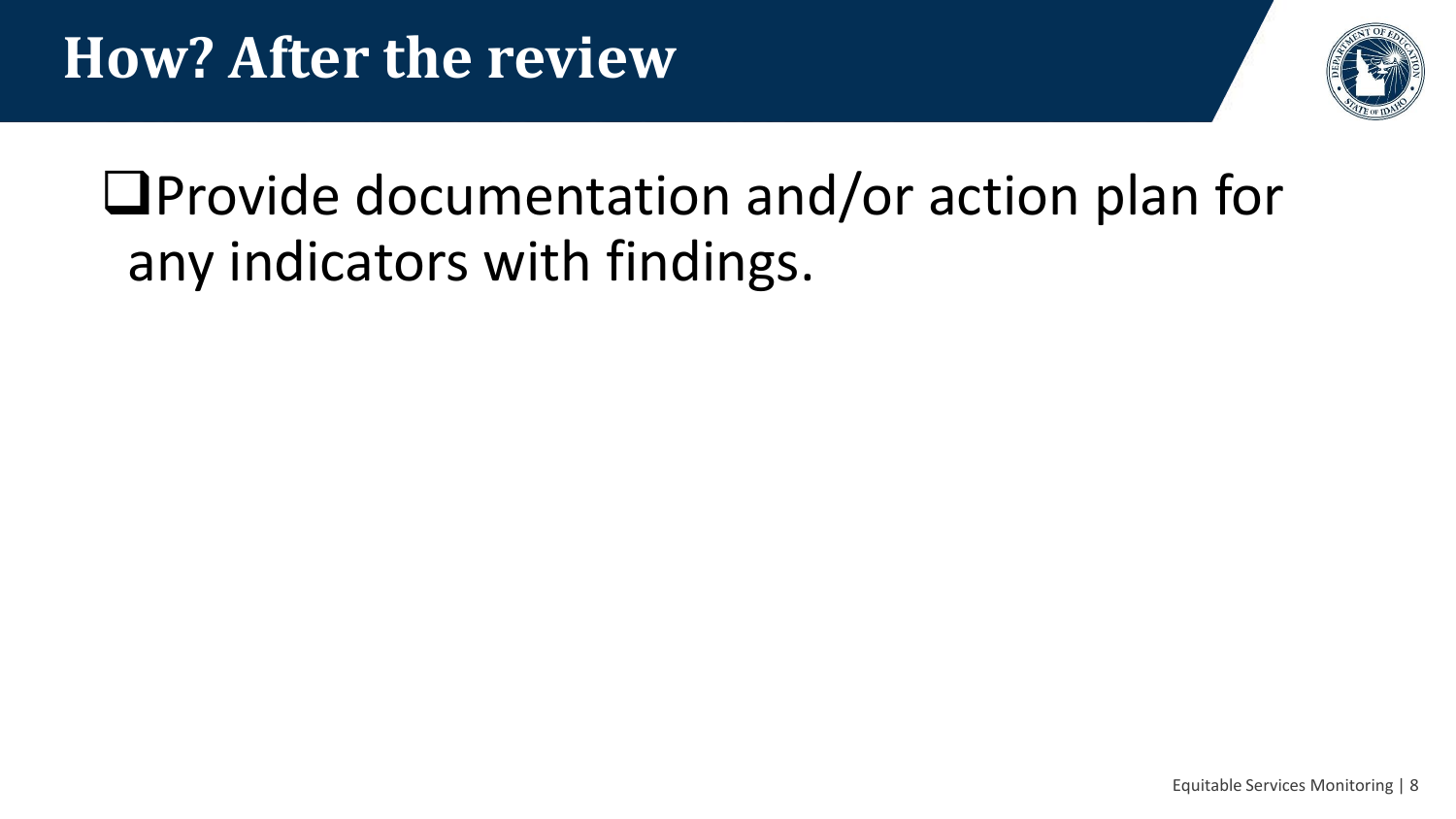# How? After the review

- [ ] Provide documentation and/or action plan for any indicators with findings.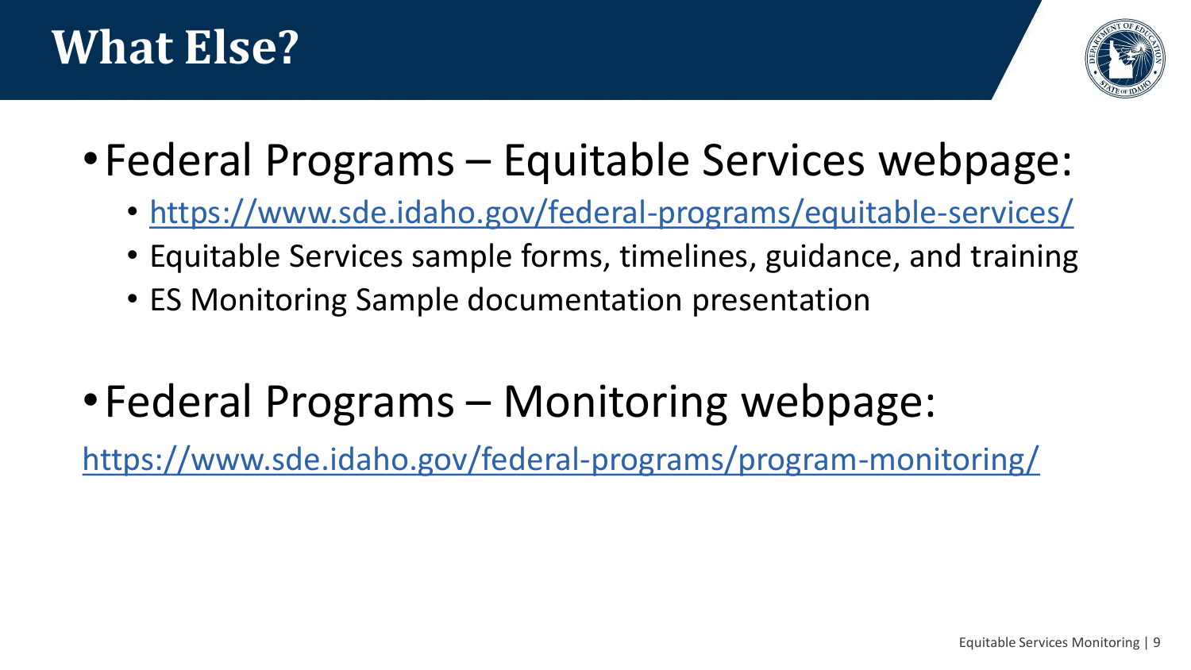# What Else?

- Federal Programs – Equitable Services webpage:
  - https://www.sde.idaho.gov/federal-programs/equitable-services/
  - Equitable Services sample forms, timelines, guidance, and training
  - ES Monitoring Sample documentation presentation
- Federal Programs – Monitoring webpage:

https://www.sde.idaho.gov/federal-programs/program-monitoring/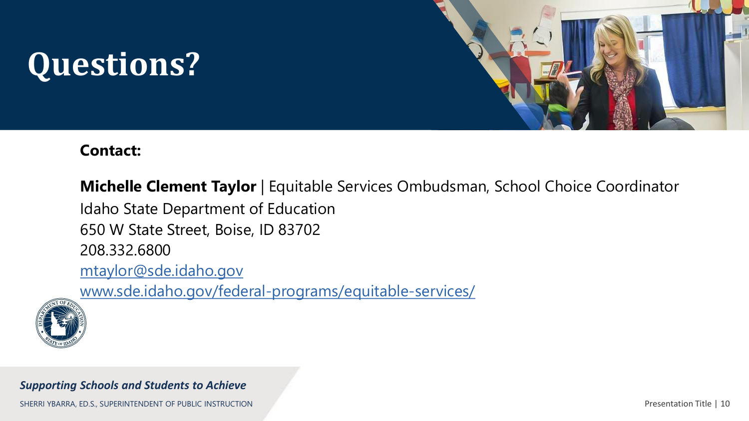# Questions?

**Contact:**

**Michelle Clement Taylor** | Equitable Services Ombudsman, School Choice Coordinator
Idaho State Department of Education
650 W State Street, Boise, ID 83702
208.332.6800
mtaylor@sde.idaho.gov
www.sde.idaho.gov/federal-programs/equitable-services/

***Supporting Schools and Students to Achieve***

SHERRI YBARRA, ED.S., SUPERINTENDENT OF PUBLIC INSTRUCTION